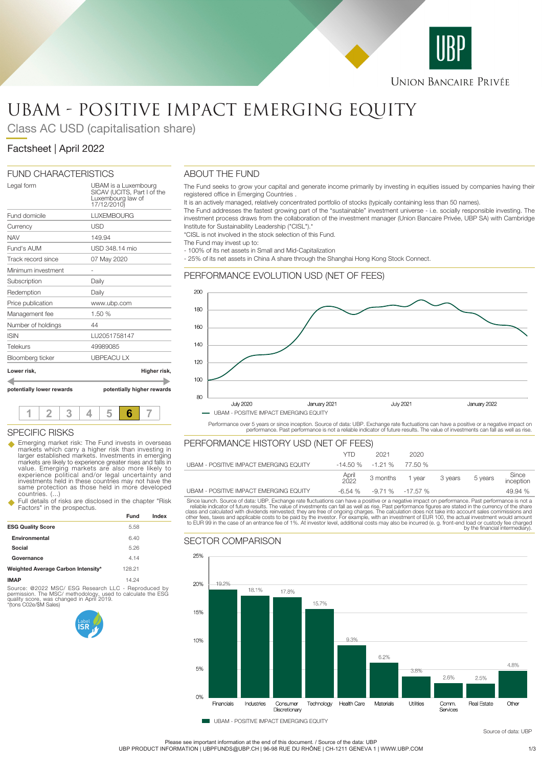# UBAM - POSITIVE IMPACT EMERGING EQUITY

Class AC USD (capitalisation share)

Factsheet | April 2022

## FUND CHARACTERISTICS

| | |
|---|---|
| Legal form | UBAM is a Luxembourg SICAV (UCITS, Part I of the Luxembourg law of 17/12/2010) |
| Fund domicile | LUXEMBOURG |
| Currency | USD |
| NAV | 149.94 |
| Fund's AUM | USD 348.14 mio |
| Track record since | 07 May 2020 |
| Minimum investment | - |
| Subscription | Daily |
| Redemption | Daily |
| Price publication | www.ubp.com |
| Management fee | 1.50 % |
| Number of holdings | 44 |
| ISIN | LU2051758147 |
| Telekurs | 49989085 |
| Bloomberg ticker | UBPEACU LX |

**Lower risk,** **potentially lower rewards** — **Higher risk,** **potentially higher rewards**

1 2 3 4 5 **6** 7

## SPECIFIC RISKS

- Emerging market risk: The Fund invests in overseas markets which carry a higher risk than investing in larger established markets. Investments in emerging markets are likely to experience greater rises and falls in value. Emerging markets are also more likely to experience political and/or legal uncertainty and investments held in these countries may not have the same protection as those held in more developed countries. (...)
- Full details of risks are disclosed in the chapter "Risk Factors" in the prospectus.

| | Fund | Index |
|---|---|---|
| **ESG Quality Score** | 5.58 | |
| **Environmental** | 6.40 | |
| **Social** | 5.26 | |
| **Governance** | 4.14 | |
| **Weighted Average Carbon Intensity*** | 128.21 | |
| **IMAP** | 14.24 | |

Source: @2022 MSCI ESG Research LLC - Reproduced by permission. The MSCI methodology, used to calculate the ESG quality score, was changed in April 2019.
*(tons C02e/$M Sales)

## ABOUT THE FUND

The Fund seeks to grow your capital and generate income primarily by investing in equities issued by companies having their registered office in Emerging Countries .

It is an actively managed, relatively concentrated portfolio of stocks (typically containing less than 50 names).

The Fund addresses the fastest growing part of the "sustainable" investment universe - i.e. socially responsible investing. The investment process draws from the collaboration of the investment manager (Union Bancaire Privée, UBP SA) with Cambridge Institute for Sustainability Leadership ("CISL").*

*CISL is not involved in the stock selection of this Fund.

The Fund may invest up to:

- 100% of its net assets in Small and Mid-Capitalization
- 25% of its net assets in China A share through the Shanghai Hong Kong Stock Connect.

## PERFORMANCE EVOLUTION USD (NET OF FEES)

Performance over 5 years or since inception. Source of data: UBP. Exchange rate fluctuations can have a positive or a negative impact on performance. Past performance is not a reliable indicator of future results. The value of investments can fall as well as rise.

## PERFORMANCE HISTORY USD (NET OF FEES)

| | YTD | 2021 | 2020 | | | |
|---|---|---|---|---|---|---|
| UBAM - POSITIVE IMPACT EMERGING EQUITY | -14.50 % | -1.21 % | 77.50 % | | | |

| | April 2022 | 3 months | 1 year | 3 years | 5 years | Since inception |
|---|---|---|---|---|---|---|
| UBAM - POSITIVE IMPACT EMERGING EQUITY | -6.54 % | -9.71 % | -17.57 % | | | 49.94 % |

Since launch. Source of data: UBP. Exchange rate fluctuations can have a positive or a negative impact on performance. Past performance is not a reliable indicator of future results. The value of investments can fall as well as rise. Past performance figures are stated in the currency of the share class and calculated with dividends reinvested; they are free of ongoing charges. The calculation does not take into account sales commissions and other fees, taxes and applicable costs to be paid by the investor. For example, with an investment of EUR 100, the actual investment would amount to EUR 99 in the case of an entrance fee of 1%. At investor level, additional costs may also be incurred (e. g. front-end load or custody fee charged by the financial intermediary).

## SECTOR COMPARISON

| Sector | UBAM - POSITIVE IMPACT EMERGING EQUITY |
|---|---|
| Financials | 19.2% |
| Industries | 18.1% |
| Consumer Discretionary | 17.8% |
| Technology | 15.7% |
| Health Care | 9.3% |
| Materials | 6.2% |
| Utilities | 3.8% |
| Comm. Services | 2.6% |
| Real Estate | 2.5% |
| Other | 4.8% |

Source of data: UBP

Please see important information at the end of this document. / Source of the data: UBP
UBP PRODUCT INFORMATION | UBPFUNDS@UBP.CH | 96-98 RUE DU RHÔNE | CH-1211 GENEVA 1 | WWW.UBP.COM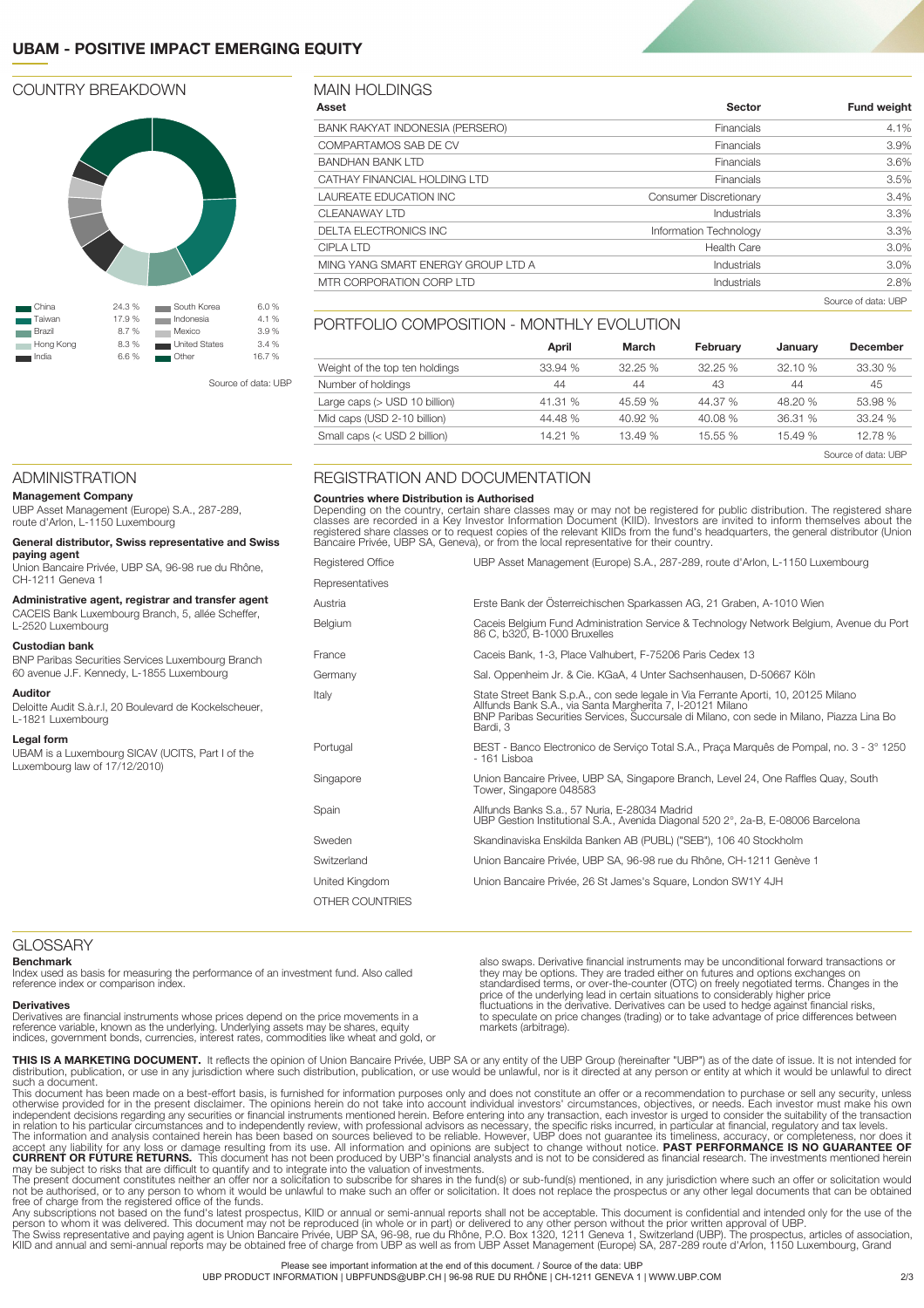# UBAM - POSITIVE IMPACT EMERGING EQUITY

## COUNTRY BREAKDOWN

| Country | Weight | Country | Weight |
|---|---|---|---|
| China | 24.3 % | South Korea | 6.0 % |
| Taiwan | 17.9 % | Indonesia | 4.1 % |
| Brazil | 8.7 % | Mexico | 3.9 % |
| Hong Kong | 8.3 % | United States | 3.4 % |
| India | 6.6 % | Other | 16.7 % |

Source of data: UBP

## MAIN HOLDINGS

| Asset | Sector | Fund weight |
|---|---|---|
| BANK RAKYAT INDONESIA (PERSERO) | Financials | 4.1% |
| COMPARTAMOS SAB DE CV | Financials | 3.9% |
| BANDHAN BANK LTD | Financials | 3.6% |
| CATHAY FINANCIAL HOLDING LTD | Financials | 3.5% |
| LAUREATE EDUCATION INC | Consumer Discretionary | 3.4% |
| CLEANAWAY LTD | Industrials | 3.3% |
| DELTA ELECTRONICS INC | Information Technology | 3.3% |
| CIPLA LTD | Health Care | 3.0% |
| MING YANG SMART ENERGY GROUP LTD A | Industrials | 3.0% |
| MTR CORPORATION CORP LTD | Industrials | 2.8% |

Source of data: UBP

## PORTFOLIO COMPOSITION - MONTHLY EVOLUTION

| | April | March | February | January | December |
|---|---|---|---|---|---|
| Weight of the top ten holdings | 33.94 % | 32.25 % | 32.25 % | 32.10 % | 33.30 % |
| Number of holdings | 44 | 44 | 43 | 44 | 45 |
| Large caps (> USD 10 billion) | 41.31 % | 45.59 % | 44.37 % | 48.20 % | 53.98 % |
| Mid caps (USD 2-10 billion) | 44.48 % | 40.92 % | 40.08 % | 36.31 % | 33.24 % |
| Small caps (< USD 2 billion) | 14.21 % | 13.49 % | 15.55 % | 15.49 % | 12.78 % |

Source of data: UBP

## ADMINISTRATION

**Management Company**
UBP Asset Management (Europe) S.A., 287-289, route d'Arlon, L-1150 Luxembourg

**General distributor, Swiss representative and Swiss paying agent**
Union Bancaire Privée, UBP SA, 96-98 rue du Rhône, CH-1211 Geneva 1

**Administrative agent, registrar and transfer agent**
CACEIS Bank Luxembourg Branch, 5, allée Scheffer, L-2520 Luxembourg

**Custodian bank**
BNP Paribas Securities Services Luxembourg Branch 60 avenue J.F. Kennedy, L-1855 Luxembourg

**Auditor**
Deloitte Audit S.à.r.l, 20 Boulevard de Kockelscheuer, L-1821 Luxembourg

**Legal form**
UBAM is a Luxembourg SICAV (UCITS, Part I of the Luxembourg law of 17/12/2010)

## REGISTRATION AND DOCUMENTATION

**Countries where Distribution is Authorised**
Depending on the country, certain share classes may or may not be registered for public distribution. The registered share classes are recorded in a Key Investor Information Document (KIID). Investors are invited to inform themselves about the registered share classes or to request copies of the relevant KIIDs from the fund's headquarters, the general distributor (Union Bancaire Privée, UBP SA, Geneva), or from the local representative for their country.

| | |
|---|---|
| Registered Office | UBP Asset Management (Europe) S.A., 287-289, route d'Arlon, L-1150 Luxembourg |
| Representatives | |
| Austria | Erste Bank der Österreichischen Sparkassen AG, 21 Graben, A-1010 Wien |
| Belgium | Caceis Belgium Fund Administration Service & Technology Network Belgium, Avenue du Port 86 C, b320, B-1000 Bruxelles |
| France | Caceis Bank, 1-3, Place Valhubert, F-75206 Paris Cedex 13 |
| Germany | Sal. Oppenheim Jr. & Cie. KGaA, 4 Unter Sachsenhausen, D-50667 Köln |
| Italy | State Street Bank S.p.A., con sede legale in Via Ferrante Aporti, 10, 20125 Milano<br>Allfunds Bank S.A., via Santa Margherita 7, I-20121 Milano<br>BNP Paribas Securities Services, Succursale di Milano, con sede in Milano, Piazza Lina Bo Bardi, 3 |
| Portugal | BEST - Banco Electronico de Serviço Total S.A., Praça Marquês de Pompal, no. 3 - 3° 1250 - 161 Lisboa |
| Singapore | Union Bancaire Privee, UBP SA, Singapore Branch, Level 24, One Raffles Quay, South Tower, Singapore 048583 |
| Spain | Allfunds Banks S.a., 57 Nuria, E-28034 Madrid<br>UBP Gestion Institutional S.A., Avenida Diagonal 520 2°, 2a-B, E-08006 Barcelona |
| Sweden | Skandinaviska Enskilda Banken AB (PUBL) ("SEB"), 106 40 Stockholm |
| Switzerland | Union Bancaire Privée, UBP SA, 96-98 rue du Rhône, CH-1211 Genève 1 |
| United Kingdom | Union Bancaire Privée, 26 St James's Square, London SW1Y 4JH |
| OTHER COUNTRIES | |

## GLOSSARY

**Benchmark**
Index used as basis for measuring the performance of an investment fund. Also called reference index or comparison index.

**Derivatives**
Derivatives are financial instruments whose prices depend on the price movements in a reference variable, known as the underlying. Underlying assets may be shares, equity indices, government bonds, currencies, interest rates, commodities like wheat and gold, or also swaps. Derivative financial instruments may be unconditional forward transactions or they may be options. They are traded either on futures and options exchanges on standardised terms, or over-the-counter (OTC) on freely negotiated terms. Changes in the price of the underlying lead in certain situations to considerably higher price fluctuations in the derivative. Derivatives can be used to hedge against financial risks, to speculate on price changes (trading) or to take advantage of price differences between markets (arbitrage).

**THIS IS A MARKETING DOCUMENT.** It reflects the opinion of Union Bancaire Privée, UBP SA or any entity of the UBP Group (hereinafter "UBP") as of the date of issue. It is not intended for distribution, publication, or use in any jurisdiction where such distribution, publication, or use would be unlawful, nor is it directed at any person or entity at which it would be unlawful to direct such a document.
This document has been made on a best-effort basis, is furnished for information purposes only and does not constitute an offer or a recommendation to purchase or sell any security, unless otherwise provided for in the present disclaimer. The opinions herein do not take into account individual investors' circumstances, objectives, or needs. Each investor must make his own independent decisions regarding any securities or financial instruments mentioned herein. Before entering into any transaction, each investor is urged to consider the suitability of the transaction in relation to his particular circumstances and to independently review, with professional advisors as necessary, the specific risks incurred, in particular at financial, regulatory and tax levels.
The information and analysis contained herein has been based on sources believed to be reliable. However, UBP does not guarantee its timeliness, accuracy, or completeness, nor does it accept any liability for any loss or damage resulting from its use. All information and opinions are subject to change without notice. **PAST PERFORMANCE IS NO GUARANTEE OF CURRENT OR FUTURE RETURNS.** This document has not been produced by UBP's financial analysts and is not to be considered as financial research. The investments mentioned herein may be subject to risks that are difficult to quantify and to integrate into the valuation of investments.
The present document constitutes neither an offer nor a solicitation to subscribe for shares in the fund(s) or sub-fund(s) mentioned, in any jurisdiction where such an offer or solicitation would not be authorised, or to any person to whom it would be unlawful to make such an offer or solicitation. It does not replace the prospectus or any other legal documents that can be obtained free of charge from the registered office of the funds.
Any subscriptions not based on the fund's latest prospectus, KIID or annual or semi-annual reports shall not be acceptable. This document is confidential and intended only for the use of the person to whom it was delivered. This document may not be reproduced (in whole or in part) or delivered to any other person without the prior written approval of UBP.
The Swiss representative and paying agent is Union Bancaire Privée, UBP SA, 96-98, rue du Rhône, P.O. Box 1320, 1211 Geneva 1, Switzerland (UBP). The prospectus, articles of association, KIID and annual and semi-annual reports may be obtained free of charge from UBP as well as from UBP Asset Management (Europe) SA, 287-289 route d'Arlon, 1150 Luxembourg, Grand

Please see important information at the end of this document. / Source of the data: UBP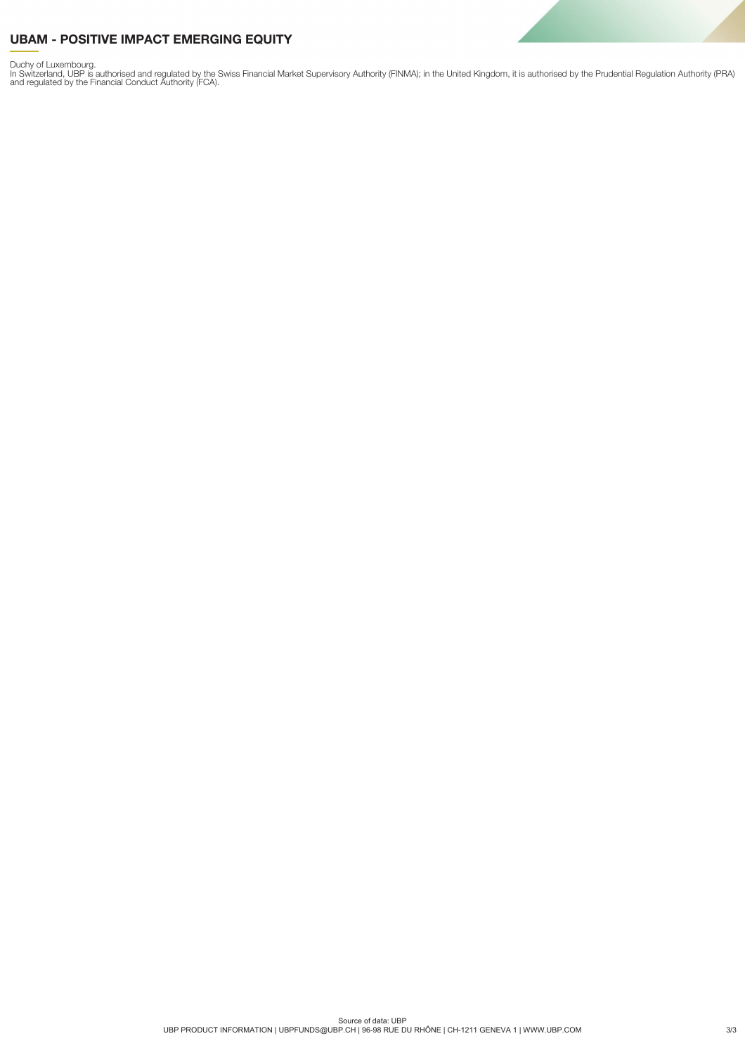Duchy of Luxembourg.
In Switzerland, UBP is authorised and regulated by the Swiss Financial Market Supervisory Authority (FINMA); in the United Kingdom, it is authorised by the Prudential Regulation Authority (PRA) and regulated by the Financial Conduct Authority (FCA).